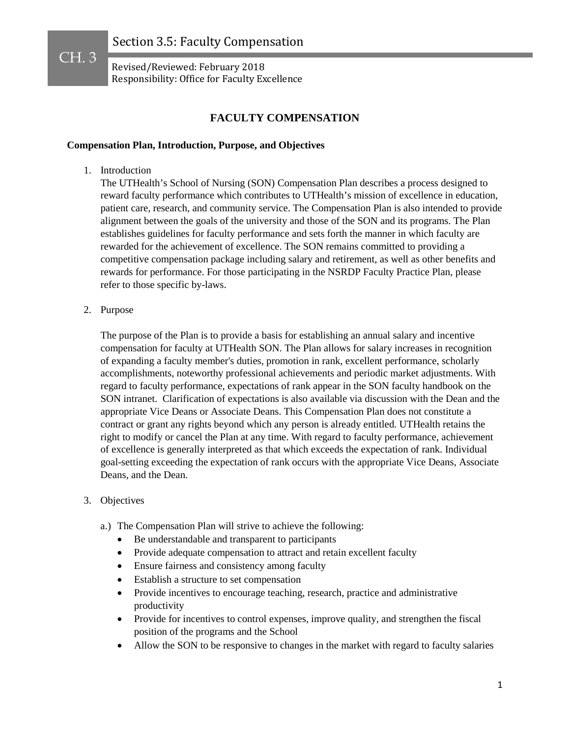CH. 3

# Section 3.5: Faculty Compensation

Revised/Reviewed: February 2018
Responsibility: Office for Faculty Excellence

## FACULTY COMPENSATION

**Compensation Plan, Introduction, Purpose, and Objectives**

1. Introduction
   The UTHealth's School of Nursing (SON) Compensation Plan describes a process designed to reward faculty performance which contributes to UTHealth's mission of excellence in education, patient care, research, and community service. The Compensation Plan is also intended to provide alignment between the goals of the university and those of the SON and its programs. The Plan establishes guidelines for faculty performance and sets forth the manner in which faculty are rewarded for the achievement of excellence. The SON remains committed to providing a competitive compensation package including salary and retirement, as well as other benefits and rewards for performance. For those participating in the NSRDP Faculty Practice Plan, please refer to those specific by-laws.

2. Purpose

   The purpose of the Plan is to provide a basis for establishing an annual salary and incentive compensation for faculty at UTHealth SON. The Plan allows for salary increases in recognition of expanding a faculty member's duties, promotion in rank, excellent performance, scholarly accomplishments, noteworthy professional achievements and periodic market adjustments. With regard to faculty performance, expectations of rank appear in the SON faculty handbook on the SON intranet. Clarification of expectations is also available via discussion with the Dean and the appropriate Vice Deans or Associate Deans. This Compensation Plan does not constitute a contract or grant any rights beyond which any person is already entitled. UTHealth retains the right to modify or cancel the Plan at any time. With regard to faculty performance, achievement of excellence is generally interpreted as that which exceeds the expectation of rank. Individual goal-setting exceeding the expectation of rank occurs with the appropriate Vice Deans, Associate Deans, and the Dean.

3. Objectives

   a.) The Compensation Plan will strive to achieve the following:
   - Be understandable and transparent to participants
   - Provide adequate compensation to attract and retain excellent faculty
   - Ensure fairness and consistency among faculty
   - Establish a structure to set compensation
   - Provide incentives to encourage teaching, research, practice and administrative productivity
   - Provide for incentives to control expenses, improve quality, and strengthen the fiscal position of the programs and the School
   - Allow the SON to be responsive to changes in the market with regard to faculty salaries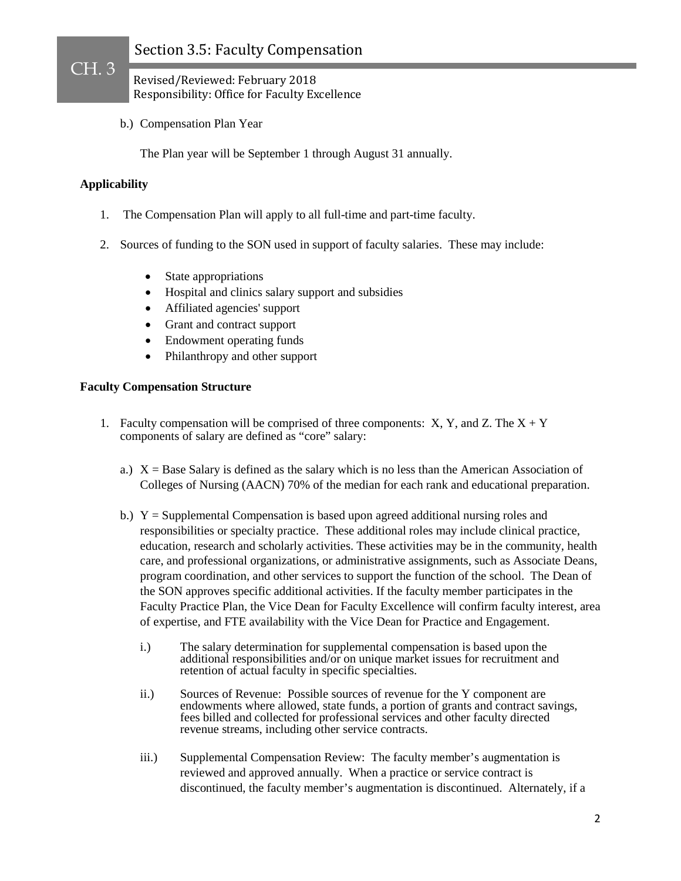b.) Compensation Plan Year

The Plan year will be September 1 through August 31 annually.

**Applicability**

1. The Compensation Plan will apply to all full-time and part-time faculty.

2. Sources of funding to the SON used in support of faculty salaries. These may include:

   - State appropriations
   - Hospital and clinics salary support and subsidies
   - Affiliated agencies' support
   - Grant and contract support
   - Endowment operating funds
   - Philanthropy and other support

**Faculty Compensation Structure**

1. Faculty compensation will be comprised of three components: X, Y, and Z. The X + Y components of salary are defined as "core" salary:

   a.) X = Base Salary is defined as the salary which is no less than the American Association of Colleges of Nursing (AACN) 70% of the median for each rank and educational preparation.

   b.) Y = Supplemental Compensation is based upon agreed additional nursing roles and responsibilities or specialty practice. These additional roles may include clinical practice, education, research and scholarly activities. These activities may be in the community, health care, and professional organizations, or administrative assignments, such as Associate Deans, program coordination, and other services to support the function of the school. The Dean of the SON approves specific additional activities. If the faculty member participates in the Faculty Practice Plan, the Vice Dean for Faculty Excellence will confirm faculty interest, area of expertise, and FTE availability with the Vice Dean for Practice and Engagement.

      i.) The salary determination for supplemental compensation is based upon the additional responsibilities and/or on unique market issues for recruitment and retention of actual faculty in specific specialties.

      ii.) Sources of Revenue: Possible sources of revenue for the Y component are endowments where allowed, state funds, a portion of grants and contract savings, fees billed and collected for professional services and other faculty directed revenue streams, including other service contracts.

      iii.) Supplemental Compensation Review: The faculty member's augmentation is reviewed and approved annually. When a practice or service contract is discontinued, the faculty member's augmentation is discontinued. Alternately, if a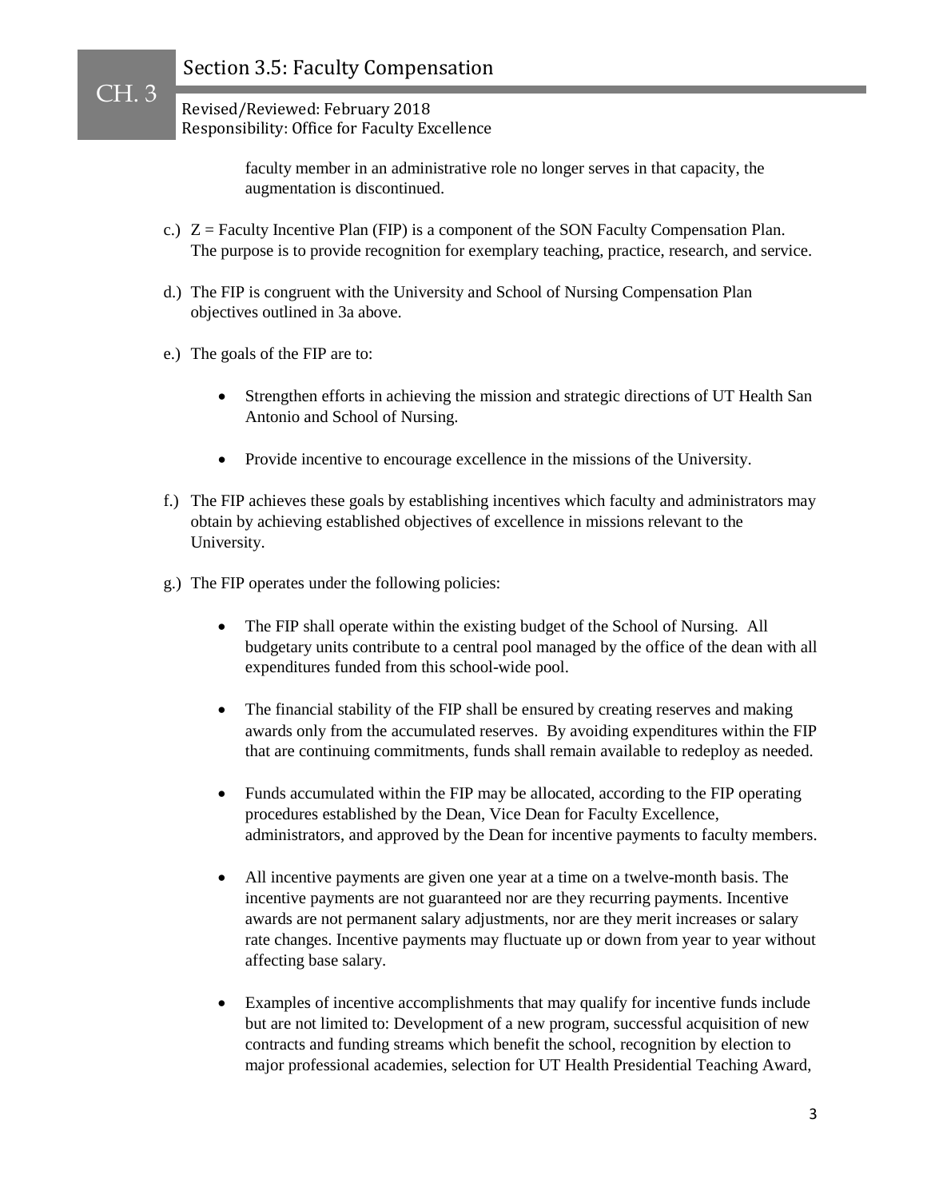faculty member in an administrative role no longer serves in that capacity, the augmentation is discontinued.

c.) Z = Faculty Incentive Plan (FIP) is a component of the SON Faculty Compensation Plan. The purpose is to provide recognition for exemplary teaching, practice, research, and service.

d.) The FIP is congruent with the University and School of Nursing Compensation Plan objectives outlined in 3a above.

e.) The goals of the FIP are to:

- Strengthen efforts in achieving the mission and strategic directions of UT Health San Antonio and School of Nursing.
- Provide incentive to encourage excellence in the missions of the University.

f.) The FIP achieves these goals by establishing incentives which faculty and administrators may obtain by achieving established objectives of excellence in missions relevant to the University.

g.) The FIP operates under the following policies:

- The FIP shall operate within the existing budget of the School of Nursing. All budgetary units contribute to a central pool managed by the office of the dean with all expenditures funded from this school-wide pool.
- The financial stability of the FIP shall be ensured by creating reserves and making awards only from the accumulated reserves. By avoiding expenditures within the FIP that are continuing commitments, funds shall remain available to redeploy as needed.
- Funds accumulated within the FIP may be allocated, according to the FIP operating procedures established by the Dean, Vice Dean for Faculty Excellence, administrators, and approved by the Dean for incentive payments to faculty members.
- All incentive payments are given one year at a time on a twelve-month basis. The incentive payments are not guaranteed nor are they recurring payments. Incentive awards are not permanent salary adjustments, nor are they merit increases or salary rate changes. Incentive payments may fluctuate up or down from year to year without affecting base salary.
- Examples of incentive accomplishments that may qualify for incentive funds include but are not limited to: Development of a new program, successful acquisition of new contracts and funding streams which benefit the school, recognition by election to major professional academies, selection for UT Health Presidential Teaching Award,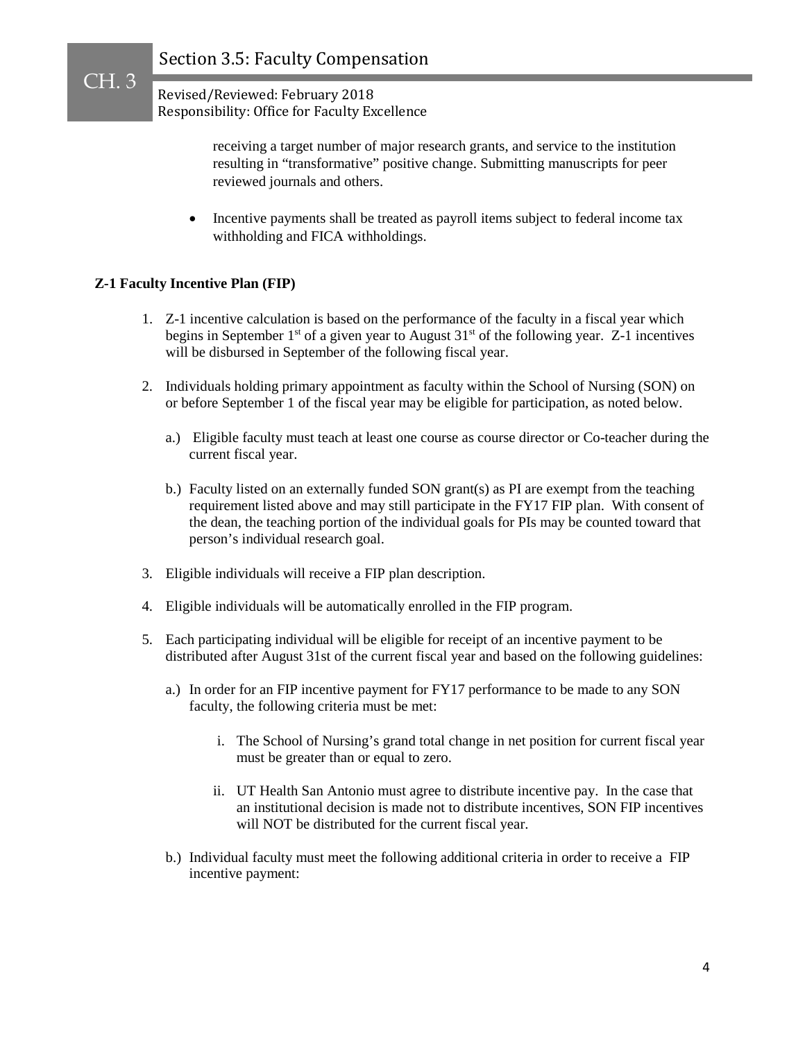receiving a target number of major research grants, and service to the institution resulting in "transformative" positive change. Submitting manuscripts for peer reviewed journals and others.

- Incentive payments shall be treated as payroll items subject to federal income tax withholding and FICA withholdings.

**Z-1 Faculty Incentive Plan (FIP)**

1. Z-1 incentive calculation is based on the performance of the faculty in a fiscal year which begins in September 1st of a given year to August 31st of the following year. Z-1 incentives will be disbursed in September of the following fiscal year.

2. Individuals holding primary appointment as faculty within the School of Nursing (SON) on or before September 1 of the fiscal year may be eligible for participation, as noted below.

   a.) Eligible faculty must teach at least one course as course director or Co-teacher during the current fiscal year.

   b.) Faculty listed on an externally funded SON grant(s) as PI are exempt from the teaching requirement listed above and may still participate in the FY17 FIP plan. With consent of the dean, the teaching portion of the individual goals for PIs may be counted toward that person's individual research goal.

3. Eligible individuals will receive a FIP plan description.

4. Eligible individuals will be automatically enrolled in the FIP program.

5. Each participating individual will be eligible for receipt of an incentive payment to be distributed after August 31st of the current fiscal year and based on the following guidelines:

   a.) In order for an FIP incentive payment for FY17 performance to be made to any SON faculty, the following criteria must be met:

      i. The School of Nursing's grand total change in net position for current fiscal year must be greater than or equal to zero.

      ii. UT Health San Antonio must agree to distribute incentive pay. In the case that an institutional decision is made not to distribute incentives, SON FIP incentives will NOT be distributed for the current fiscal year.

   b.) Individual faculty must meet the following additional criteria in order to receive a FIP incentive payment: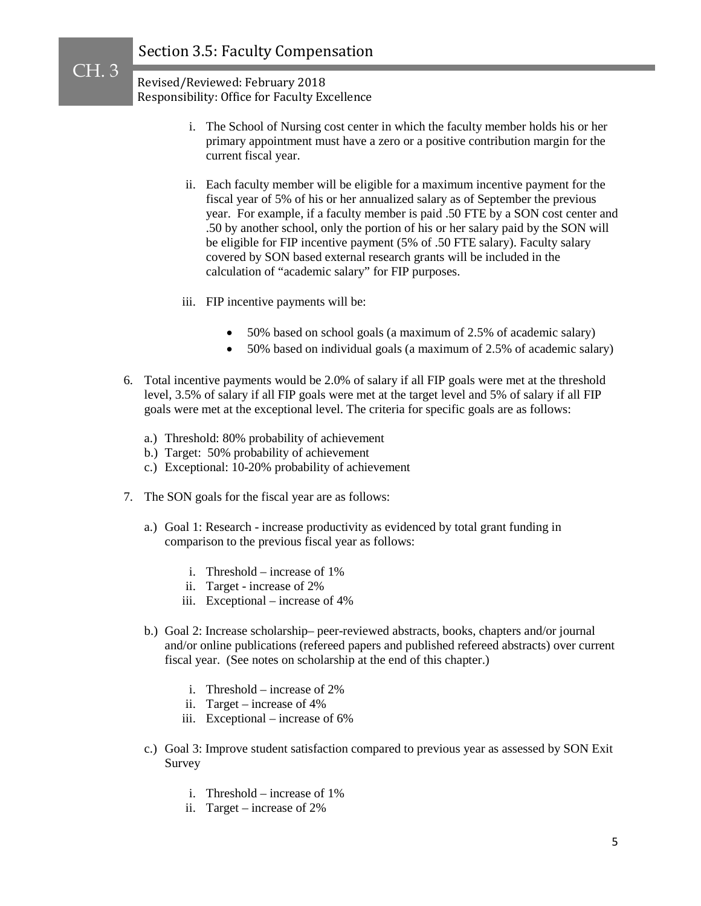i. The School of Nursing cost center in which the faculty member holds his or her primary appointment must have a zero or a positive contribution margin for the current fiscal year.

ii. Each faculty member will be eligible for a maximum incentive payment for the fiscal year of 5% of his or her annualized salary as of September the previous year. For example, if a faculty member is paid .50 FTE by a SON cost center and .50 by another school, only the portion of his or her salary paid by the SON will be eligible for FIP incentive payment (5% of .50 FTE salary). Faculty salary covered by SON based external research grants will be included in the calculation of "academic salary" for FIP purposes.

iii. FIP incentive payments will be:

- 50% based on school goals (a maximum of 2.5% of academic salary)
- 50% based on individual goals (a maximum of 2.5% of academic salary)

6. Total incentive payments would be 2.0% of salary if all FIP goals were met at the threshold level, 3.5% of salary if all FIP goals were met at the target level and 5% of salary if all FIP goals were met at the exceptional level. The criteria for specific goals are as follows:

   a.) Threshold: 80% probability of achievement
   b.) Target: 50% probability of achievement
   c.) Exceptional: 10-20% probability of achievement

7. The SON goals for the fiscal year are as follows:

   a.) Goal 1: Research - increase productivity as evidenced by total grant funding in comparison to the previous fiscal year as follows:

      i. Threshold – increase of 1%
      ii. Target - increase of 2%
      iii. Exceptional – increase of 4%

   b.) Goal 2: Increase scholarship– peer-reviewed abstracts, books, chapters and/or journal and/or online publications (refereed papers and published refereed abstracts) over current fiscal year. (See notes on scholarship at the end of this chapter.)

      i. Threshold – increase of 2%
      ii. Target – increase of 4%
      iii. Exceptional – increase of 6%

   c.) Goal 3: Improve student satisfaction compared to previous year as assessed by SON Exit Survey

      i. Threshold – increase of 1%
      ii. Target – increase of 2%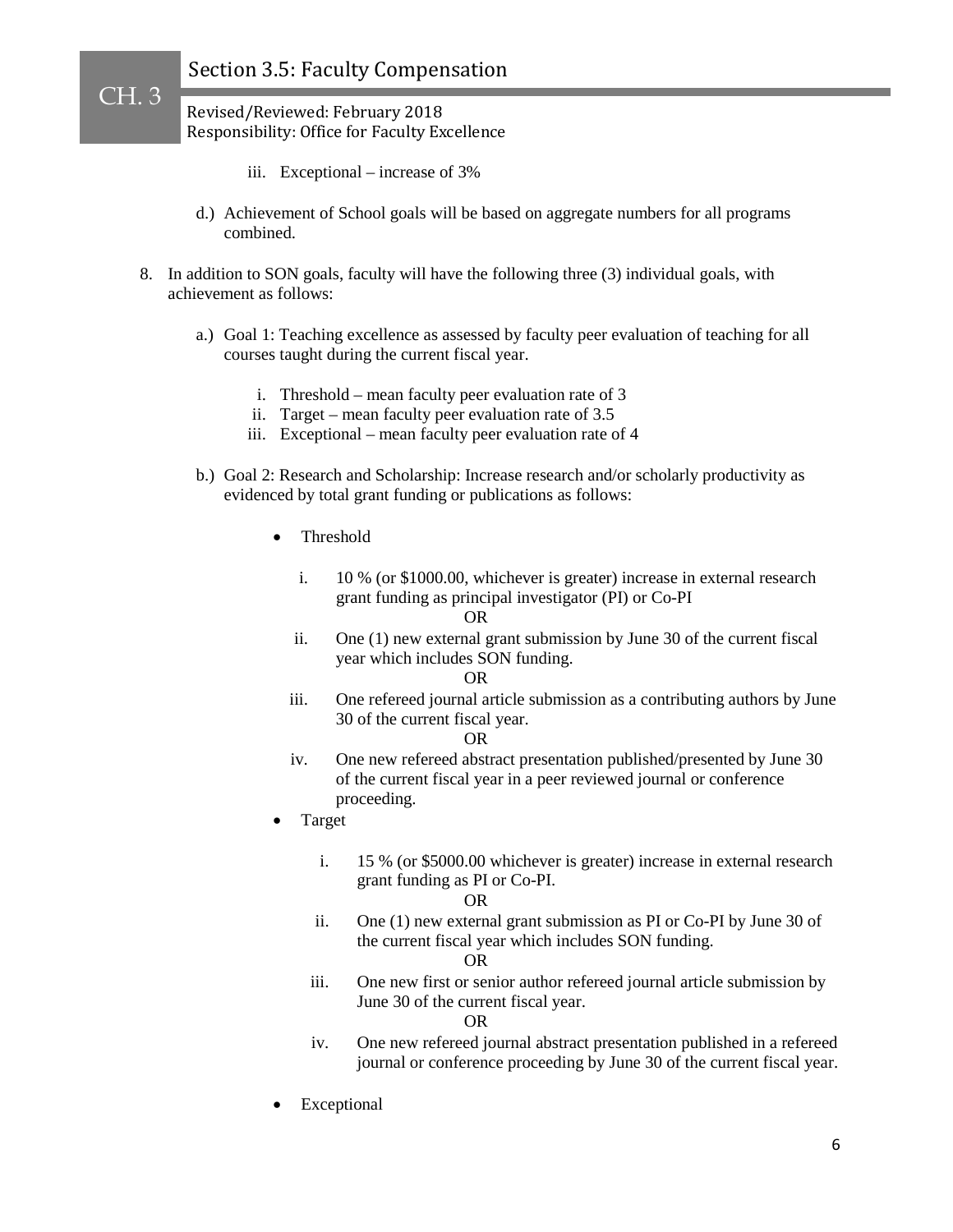iii. Exceptional – increase of 3%

   d.) Achievement of School goals will be based on aggregate numbers for all programs combined.

8. In addition to SON goals, faculty will have the following three (3) individual goals, with achievement as follows:

   a.) Goal 1: Teaching excellence as assessed by faculty peer evaluation of teaching for all courses taught during the current fiscal year.

      i. Threshold – mean faculty peer evaluation rate of 3
      ii. Target – mean faculty peer evaluation rate of 3.5
      iii. Exceptional – mean faculty peer evaluation rate of 4

   b.) Goal 2: Research and Scholarship: Increase research and/or scholarly productivity as evidenced by total grant funding or publications as follows:

      - Threshold

         i. 10 % (or $1000.00, whichever is greater) increase in external research grant funding as principal investigator (PI) or Co-PI

            OR

         ii. One (1) new external grant submission by June 30 of the current fiscal year which includes SON funding.

            OR

         iii. One refereed journal article submission as a contributing authors by June 30 of the current fiscal year.

            OR

         iv. One new refereed abstract presentation published/presented by June 30 of the current fiscal year in a peer reviewed journal or conference proceeding.

      - Target

         i. 15 % (or $5000.00 whichever is greater) increase in external research grant funding as PI or Co-PI.

            OR

         ii. One (1) new external grant submission as PI or Co-PI by June 30 of the current fiscal year which includes SON funding.

            OR

         iii. One new first or senior author refereed journal article submission by June 30 of the current fiscal year.

            OR

         iv. One new refereed journal abstract presentation published in a refereed journal or conference proceeding by June 30 of the current fiscal year.

      - Exceptional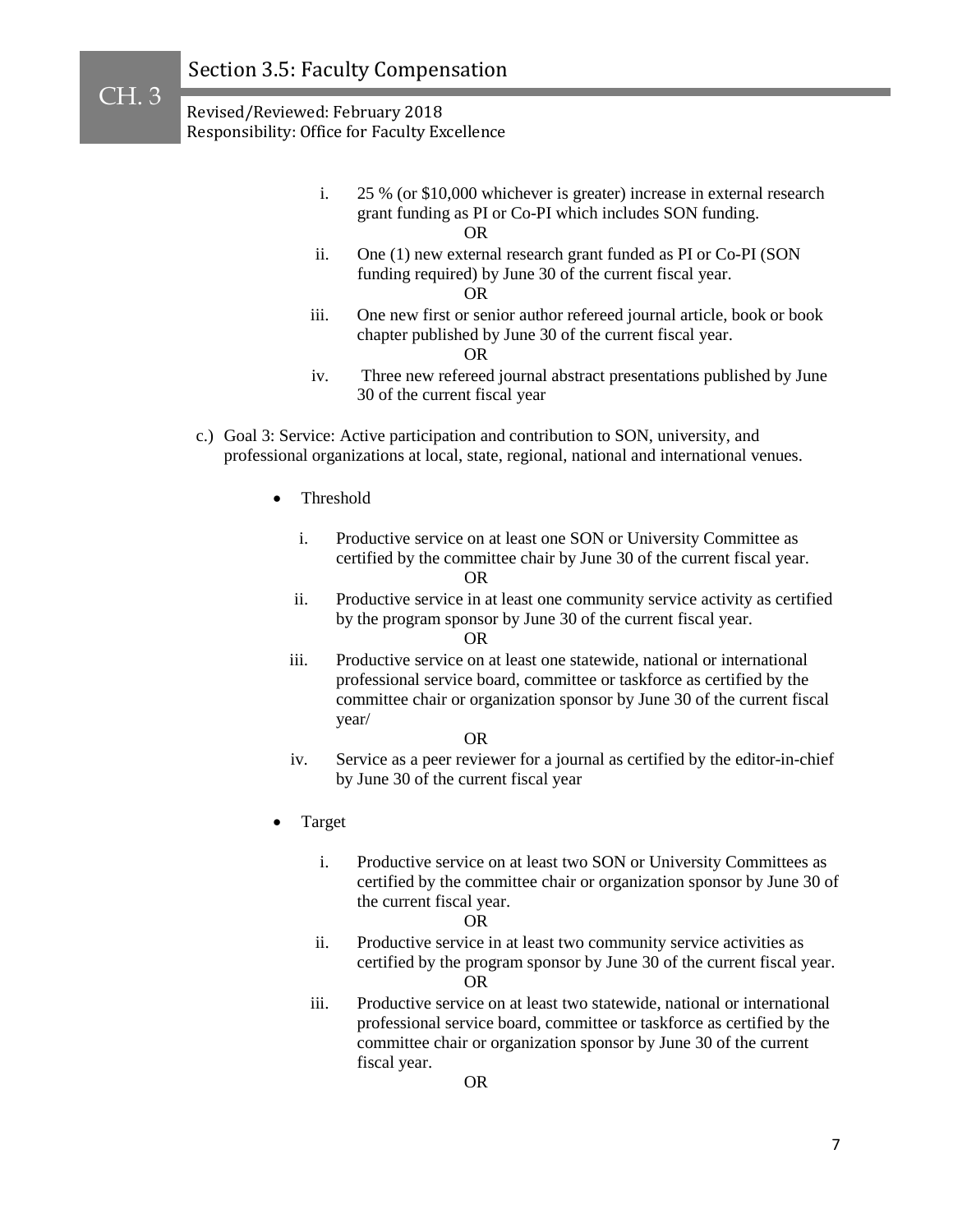i. 25 % (or $10,000 whichever is greater) increase in external research grant funding as PI or Co-PI which includes SON funding.

   OR

ii. One (1) new external research grant funded as PI or Co-PI (SON funding required) by June 30 of the current fiscal year.

   OR

iii. One new first or senior author refereed journal article, book or book chapter published by June 30 of the current fiscal year.

   OR

iv. Three new refereed journal abstract presentations published by June 30 of the current fiscal year

c.) Goal 3: Service: Active participation and contribution to SON, university, and professional organizations at local, state, regional, national and international venues.

- Threshold

  i. Productive service on at least one SON or University Committee as certified by the committee chair by June 30 of the current fiscal year.

     OR

  ii. Productive service in at least one community service activity as certified by the program sponsor by June 30 of the current fiscal year.

     OR

  iii. Productive service on at least one statewide, national or international professional service board, committee or taskforce as certified by the committee chair or organization sponsor by June 30 of the current fiscal year/

     OR

  iv. Service as a peer reviewer for a journal as certified by the editor-in-chief by June 30 of the current fiscal year

- Target

  i. Productive service on at least two SON or University Committees as certified by the committee chair or organization sponsor by June 30 of the current fiscal year.

     OR

  ii. Productive service in at least two community service activities as certified by the program sponsor by June 30 of the current fiscal year.

     OR

  iii. Productive service on at least two statewide, national or international professional service board, committee or taskforce as certified by the committee chair or organization sponsor by June 30 of the current fiscal year.

     OR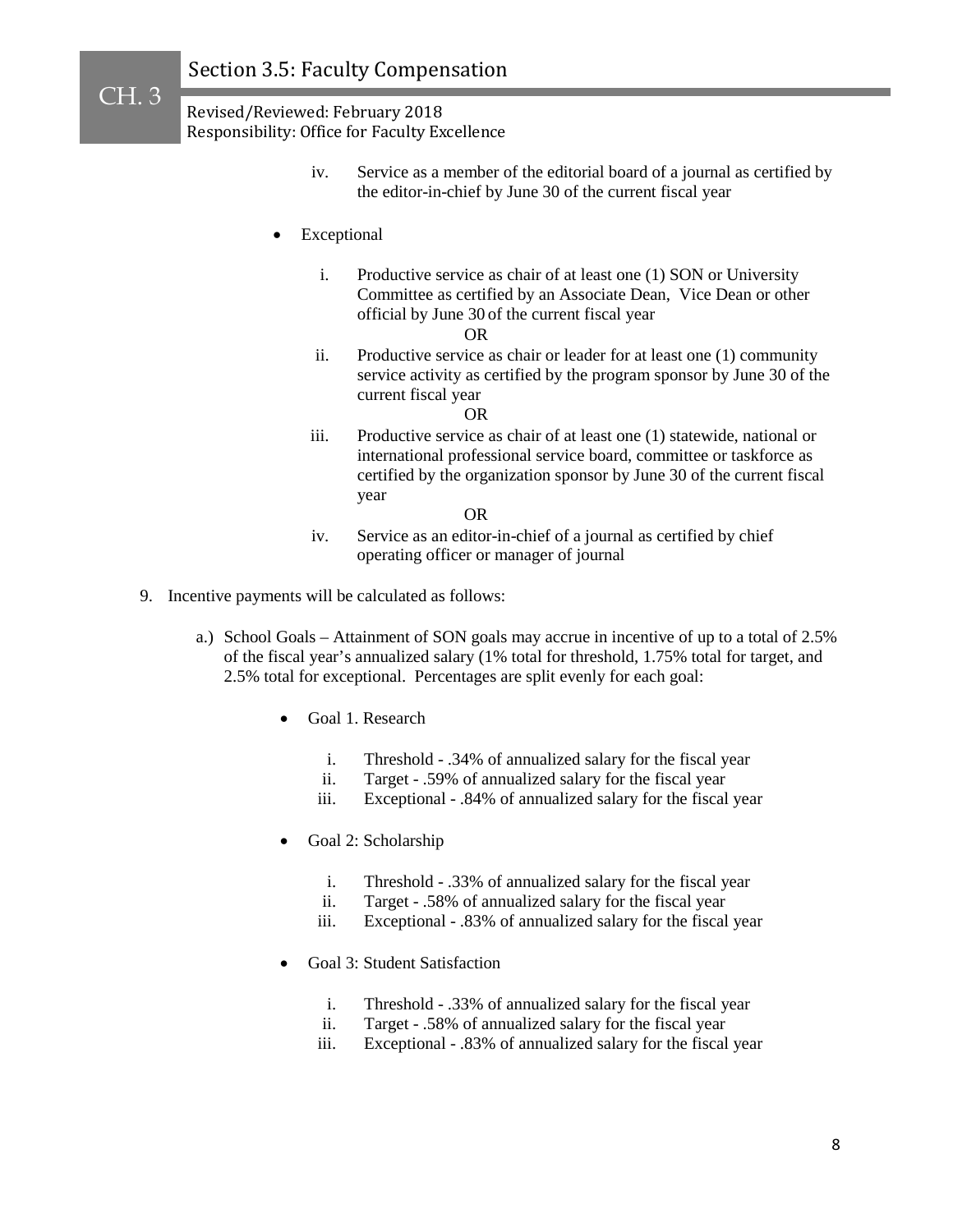iv. Service as a member of the editorial board of a journal as certified by the editor-in-chief by June 30 of the current fiscal year

- Exceptional

  i. Productive service as chair of at least one (1) SON or University Committee as certified by an Associate Dean, Vice Dean or other official by June 30 of the current fiscal year

  OR

  ii. Productive service as chair or leader for at least one (1) community service activity as certified by the program sponsor by June 30 of the current fiscal year

  OR

  iii. Productive service as chair of at least one (1) statewide, national or international professional service board, committee or taskforce as certified by the organization sponsor by June 30 of the current fiscal year

  OR

  iv. Service as an editor-in-chief of a journal as certified by chief operating officer or manager of journal

9. Incentive payments will be calculated as follows:

   a.) School Goals – Attainment of SON goals may accrue in incentive of up to a total of 2.5% of the fiscal year's annualized salary (1% total for threshold, 1.75% total for target, and 2.5% total for exceptional. Percentages are split evenly for each goal:

   - Goal 1. Research

     i. Threshold - .34% of annualized salary for the fiscal year
     ii. Target - .59% of annualized salary for the fiscal year
     iii. Exceptional - .84% of annualized salary for the fiscal year

   - Goal 2: Scholarship

     i. Threshold - .33% of annualized salary for the fiscal year
     ii. Target - .58% of annualized salary for the fiscal year
     iii. Exceptional - .83% of annualized salary for the fiscal year

   - Goal 3: Student Satisfaction

     i. Threshold - .33% of annualized salary for the fiscal year
     ii. Target - .58% of annualized salary for the fiscal year
     iii. Exceptional - .83% of annualized salary for the fiscal year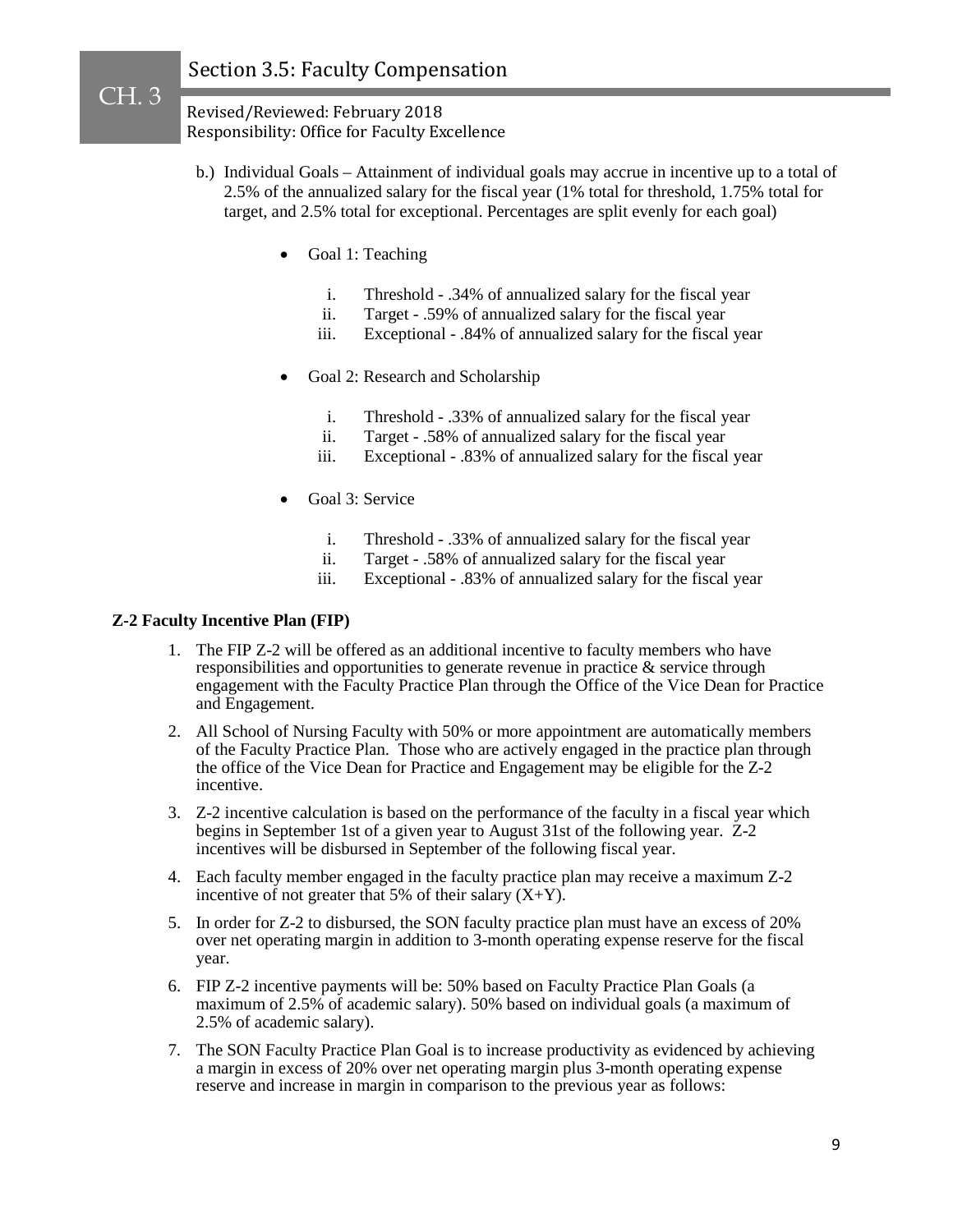b.) Individual Goals – Attainment of individual goals may accrue in incentive up to a total of 2.5% of the annualized salary for the fiscal year (1% total for threshold, 1.75% total for target, and 2.5% total for exceptional. Percentages are split evenly for each goal)

- Goal 1: Teaching
  - i. Threshold - .34% of annualized salary for the fiscal year
  - ii. Target - .59% of annualized salary for the fiscal year
  - iii. Exceptional - .84% of annualized salary for the fiscal year
- Goal 2: Research and Scholarship
  - i. Threshold - .33% of annualized salary for the fiscal year
  - ii. Target - .58% of annualized salary for the fiscal year
  - iii. Exceptional - .83% of annualized salary for the fiscal year
- Goal 3: Service
  - i. Threshold - .33% of annualized salary for the fiscal year
  - ii. Target - .58% of annualized salary for the fiscal year
  - iii. Exceptional - .83% of annualized salary for the fiscal year

**Z-2 Faculty Incentive Plan (FIP)**

1. The FIP Z-2 will be offered as an additional incentive to faculty members who have responsibilities and opportunities to generate revenue in practice & service through engagement with the Faculty Practice Plan through the Office of the Vice Dean for Practice and Engagement.
2. All School of Nursing Faculty with 50% or more appointment are automatically members of the Faculty Practice Plan. Those who are actively engaged in the practice plan through the office of the Vice Dean for Practice and Engagement may be eligible for the Z-2 incentive.
3. Z-2 incentive calculation is based on the performance of the faculty in a fiscal year which begins in September 1st of a given year to August 31st of the following year. Z-2 incentives will be disbursed in September of the following fiscal year.
4. Each faculty member engaged in the faculty practice plan may receive a maximum Z-2 incentive of not greater that 5% of their salary (X+Y).
5. In order for Z-2 to disbursed, the SON faculty practice plan must have an excess of 20% over net operating margin in addition to 3-month operating expense reserve for the fiscal year.
6. FIP Z-2 incentive payments will be: 50% based on Faculty Practice Plan Goals (a maximum of 2.5% of academic salary). 50% based on individual goals (a maximum of 2.5% of academic salary).
7. The SON Faculty Practice Plan Goal is to increase productivity as evidenced by achieving a margin in excess of 20% over net operating margin plus 3-month operating expense reserve and increase in margin in comparison to the previous year as follows: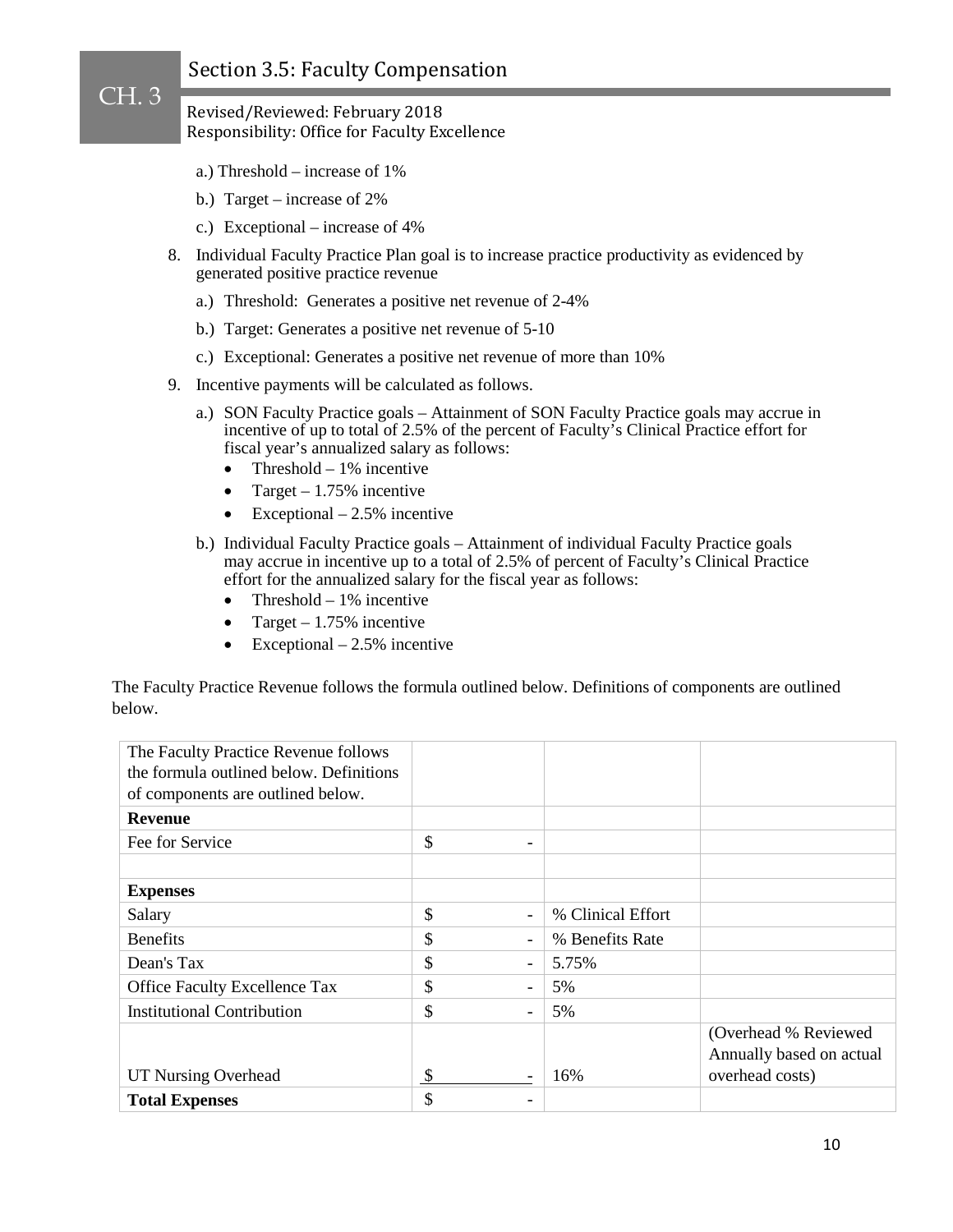a.) Threshold – increase of 1%

b.) Target – increase of 2%

c.) Exceptional – increase of 4%

8. Individual Faculty Practice Plan goal is to increase practice productivity as evidenced by generated positive practice revenue

   a.) Threshold: Generates a positive net revenue of 2-4%

   b.) Target: Generates a positive net revenue of 5-10

   c.) Exceptional: Generates a positive net revenue of more than 10%

9. Incentive payments will be calculated as follows.

   a.) SON Faculty Practice goals – Attainment of SON Faculty Practice goals may accrue in incentive of up to total of 2.5% of the percent of Faculty's Clinical Practice effort for fiscal year's annualized salary as follows:
   - Threshold – 1% incentive
   - Target – 1.75% incentive
   - Exceptional – 2.5% incentive

   b.) Individual Faculty Practice goals – Attainment of individual Faculty Practice goals may accrue in incentive up to a total of 2.5% of percent of Faculty's Clinical Practice effort for the annualized salary for the fiscal year as follows:
   - Threshold – 1% incentive
   - Target – 1.75% incentive
   - Exceptional – 2.5% incentive

The Faculty Practice Revenue follows the formula outlined below. Definitions of components are outlined below.

| The Faculty Practice Revenue follows the formula outlined below. Definitions of components are outlined below. | | | |
|---|---|---|---|
| **Revenue** | | | |
| Fee for Service | $ - | | |
| | | | |
| **Expenses** | | | |
| Salary | $ - | % Clinical Effort | |
| Benefits | $ - | % Benefits Rate | |
| Dean's Tax | $ - | 5.75% | |
| Office Faculty Excellence Tax | $ - | 5% | |
| Institutional Contribution | $ - | 5% | |
| UT Nursing Overhead | $ - | 16% | (Overhead % Reviewed Annually based on actual overhead costs) |
| **Total Expenses** | $ - | | |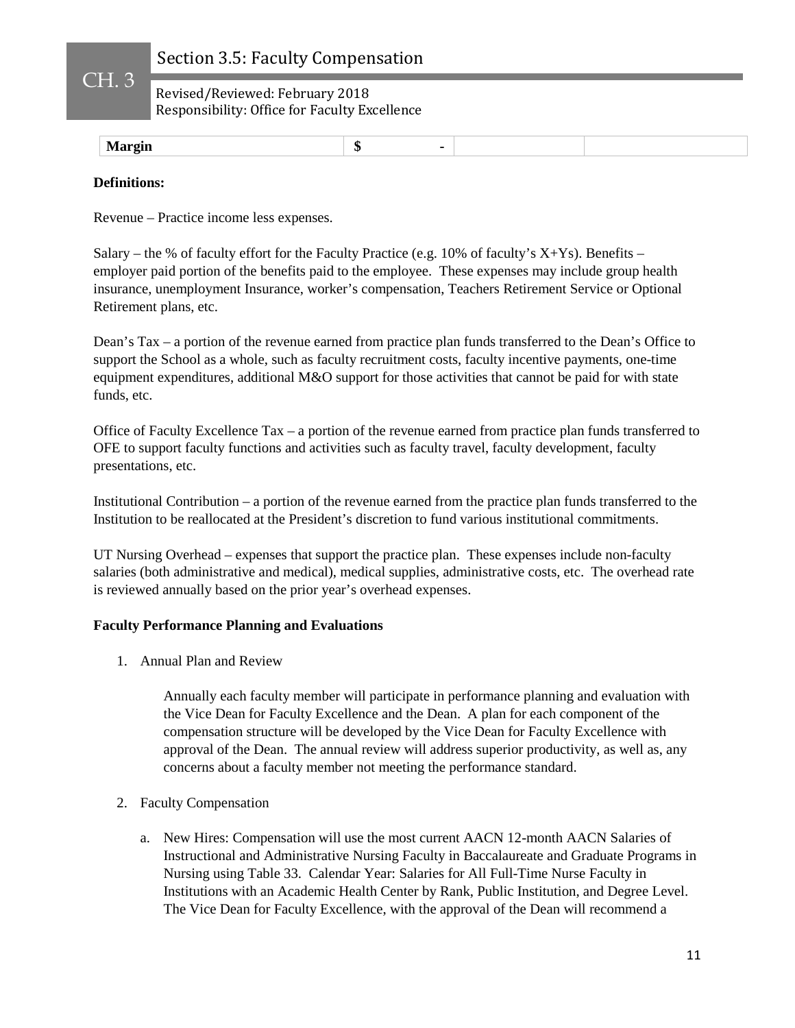| Margin | $ - | | |
|---|---|---|---|

**Definitions:**

Revenue – Practice income less expenses.

Salary – the % of faculty effort for the Faculty Practice (e.g. 10% of faculty's X+Ys). Benefits – employer paid portion of the benefits paid to the employee. These expenses may include group health insurance, unemployment Insurance, worker's compensation, Teachers Retirement Service or Optional Retirement plans, etc.

Dean's Tax – a portion of the revenue earned from practice plan funds transferred to the Dean's Office to support the School as a whole, such as faculty recruitment costs, faculty incentive payments, one-time equipment expenditures, additional M&O support for those activities that cannot be paid for with state funds, etc.

Office of Faculty Excellence Tax – a portion of the revenue earned from practice plan funds transferred to OFE to support faculty functions and activities such as faculty travel, faculty development, faculty presentations, etc.

Institutional Contribution – a portion of the revenue earned from the practice plan funds transferred to the Institution to be reallocated at the President's discretion to fund various institutional commitments.

UT Nursing Overhead – expenses that support the practice plan. These expenses include non-faculty salaries (both administrative and medical), medical supplies, administrative costs, etc. The overhead rate is reviewed annually based on the prior year's overhead expenses.

**Faculty Performance Planning and Evaluations**

1. Annual Plan and Review

   Annually each faculty member will participate in performance planning and evaluation with the Vice Dean for Faculty Excellence and the Dean. A plan for each component of the compensation structure will be developed by the Vice Dean for Faculty Excellence with approval of the Dean. The annual review will address superior productivity, as well as, any concerns about a faculty member not meeting the performance standard.

2. Faculty Compensation

   a. New Hires: Compensation will use the most current AACN 12-month AACN Salaries of Instructional and Administrative Nursing Faculty in Baccalaureate and Graduate Programs in Nursing using Table 33. Calendar Year: Salaries for All Full-Time Nurse Faculty in Institutions with an Academic Health Center by Rank, Public Institution, and Degree Level. The Vice Dean for Faculty Excellence, with the approval of the Dean will recommend a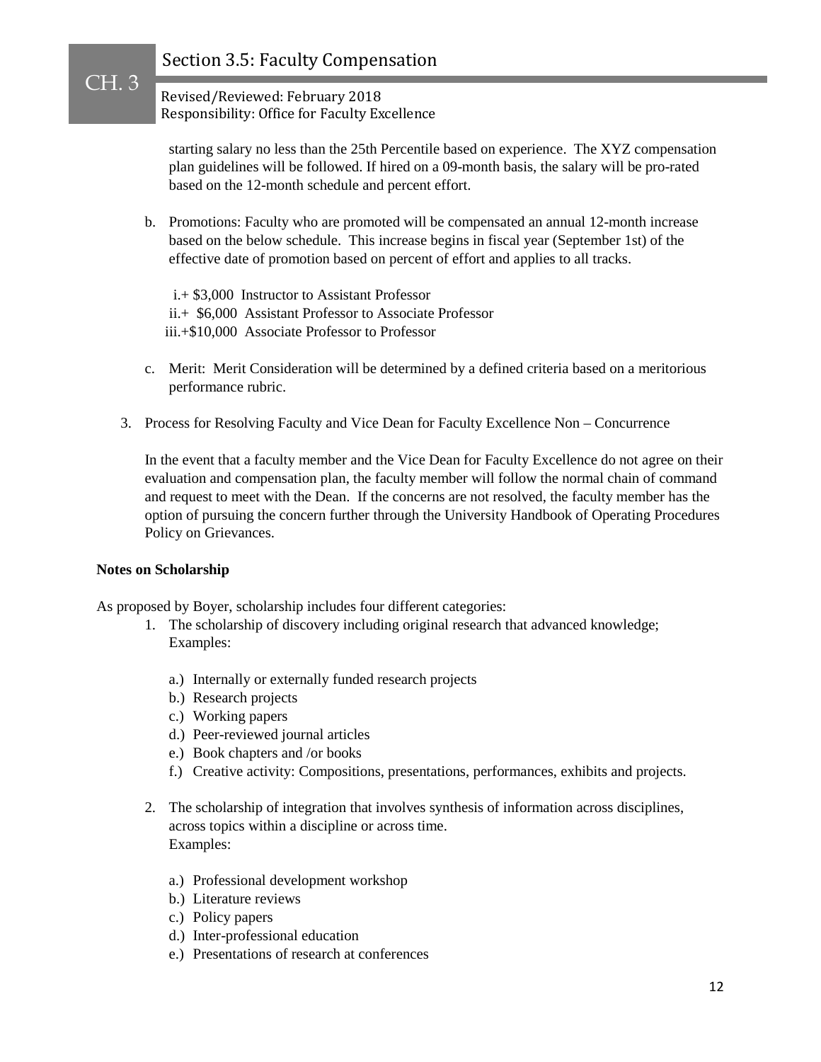starting salary no less than the 25th Percentile based on experience. The XYZ compensation plan guidelines will be followed. If hired on a 09-month basis, the salary will be pro-rated based on the 12-month schedule and percent effort.

b. Promotions: Faculty who are promoted will be compensated an annual 12-month increase based on the below schedule. This increase begins in fiscal year (September 1st) of the effective date of promotion based on percent of effort and applies to all tracks.

   i. + $3,000 Instructor to Assistant Professor
   ii. + $6,000 Assistant Professor to Associate Professor
   iii. +$10,000 Associate Professor to Professor

c. Merit: Merit Consideration will be determined by a defined criteria based on a meritorious performance rubric.

3. Process for Resolving Faculty and Vice Dean for Faculty Excellence Non – Concurrence

   In the event that a faculty member and the Vice Dean for Faculty Excellence do not agree on their evaluation and compensation plan, the faculty member will follow the normal chain of command and request to meet with the Dean. If the concerns are not resolved, the faculty member has the option of pursuing the concern further through the University Handbook of Operating Procedures Policy on Grievances.

**Notes on Scholarship**

As proposed by Boyer, scholarship includes four different categories:

1. The scholarship of discovery including original research that advanced knowledge; Examples:

   a.) Internally or externally funded research projects
   b.) Research projects
   c.) Working papers
   d.) Peer-reviewed journal articles
   e.) Book chapters and /or books
   f.) Creative activity: Compositions, presentations, performances, exhibits and projects.

2. The scholarship of integration that involves synthesis of information across disciplines, across topics within a discipline or across time.
   Examples:

   a.) Professional development workshop
   b.) Literature reviews
   c.) Policy papers
   d.) Inter-professional education
   e.) Presentations of research at conferences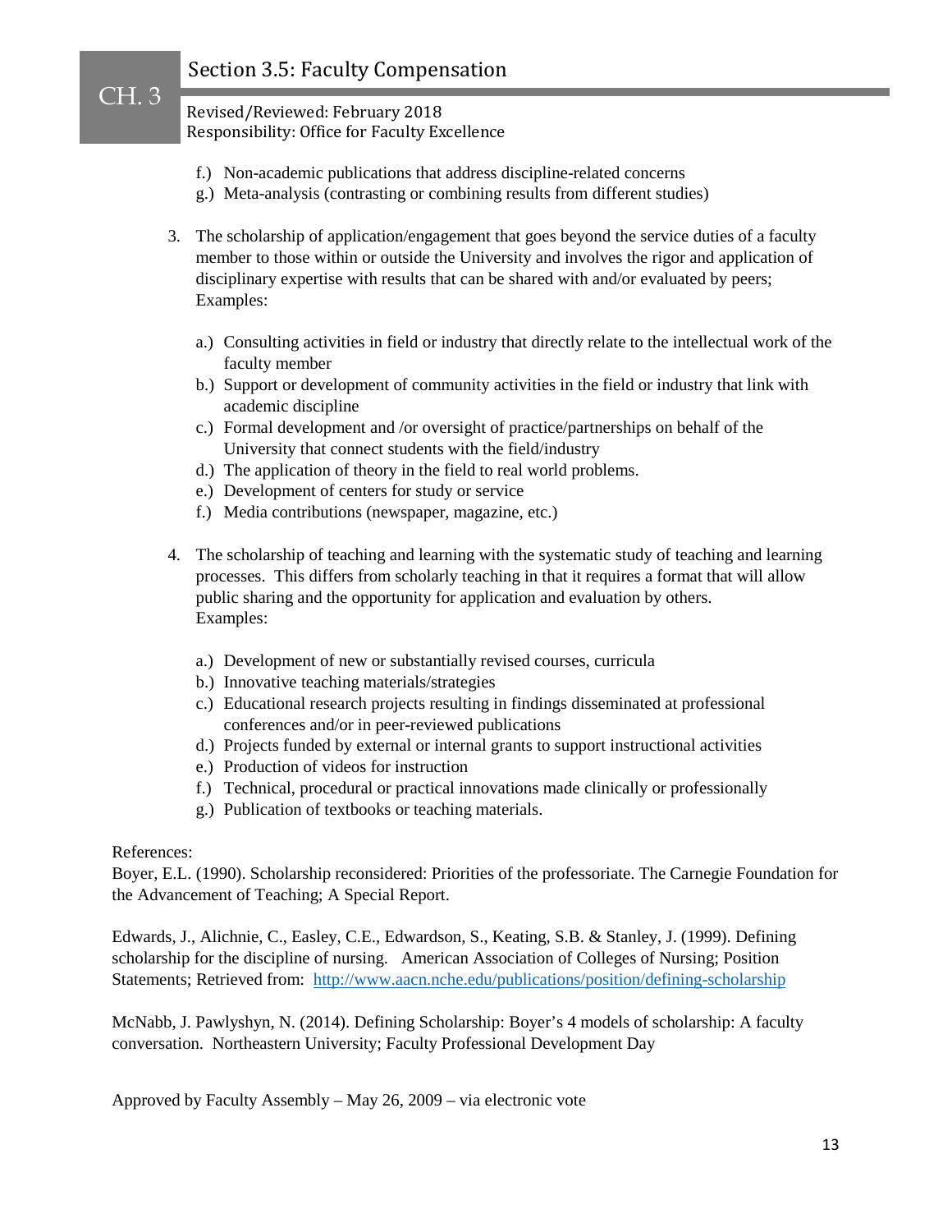f.) Non-academic publications that address discipline-related concerns
g.) Meta-analysis (contrasting or combining results from different studies)

3. The scholarship of application/engagement that goes beyond the service duties of a faculty member to those within or outside the University and involves the rigor and application of disciplinary expertise with results that can be shared with and/or evaluated by peers; Examples:

   a.) Consulting activities in field or industry that directly relate to the intellectual work of the faculty member
   b.) Support or development of community activities in the field or industry that link with academic discipline
   c.) Formal development and /or oversight of practice/partnerships on behalf of the University that connect students with the field/industry
   d.) The application of theory in the field to real world problems.
   e.) Development of centers for study or service
   f.) Media contributions (newspaper, magazine, etc.)

4. The scholarship of teaching and learning with the systematic study of teaching and learning processes. This differs from scholarly teaching in that it requires a format that will allow public sharing and the opportunity for application and evaluation by others. Examples:

   a.) Development of new or substantially revised courses, curricula
   b.) Innovative teaching materials/strategies
   c.) Educational research projects resulting in findings disseminated at professional conferences and/or in peer-reviewed publications
   d.) Projects funded by external or internal grants to support instructional activities
   e.) Production of videos for instruction
   f.) Technical, procedural or practical innovations made clinically or professionally
   g.) Publication of textbooks or teaching materials.

References:
Boyer, E.L. (1990). Scholarship reconsidered: Priorities of the professoriate. The Carnegie Foundation for the Advancement of Teaching; A Special Report.

Edwards, J., Alichnie, C., Easley, C.E., Edwardson, S., Keating, S.B. & Stanley, J. (1999). Defining scholarship for the discipline of nursing. American Association of Colleges of Nursing; Position Statements; Retrieved from: [http://www.aacn.nche.edu/publications/position/defining-scholarship](http://www.aacn.nche.edu/publications/position/defining-scholarship)

McNabb, J. Pawlyshyn, N. (2014). Defining Scholarship: Boyer's 4 models of scholarship: A faculty conversation. Northeastern University; Faculty Professional Development Day

Approved by Faculty Assembly – May 26, 2009 – via electronic vote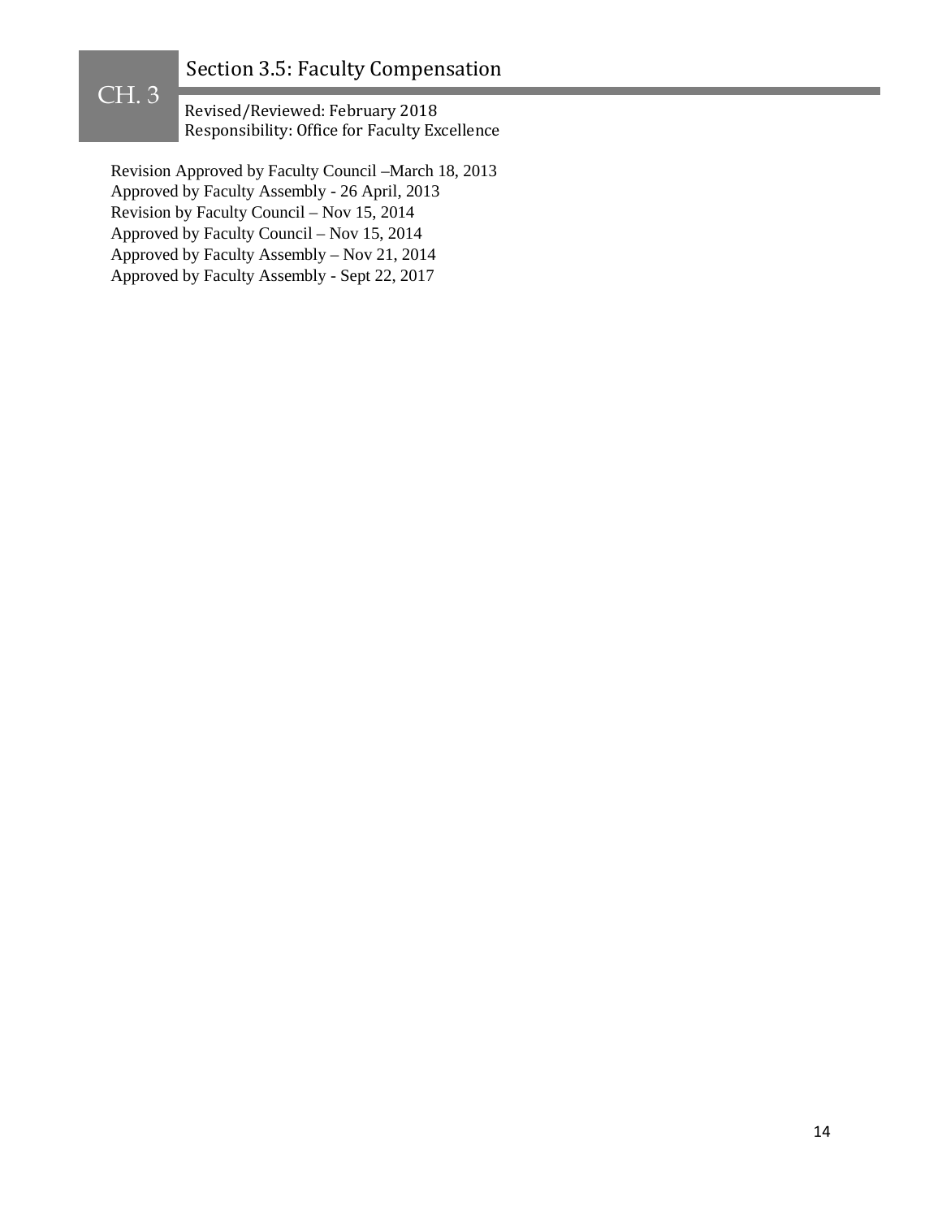CH. 3

## Section 3.5: Faculty Compensation

Revised/Reviewed: February 2018
Responsibility: Office for Faculty Excellence

Revision Approved by Faculty Council –March 18, 2013
Approved by Faculty Assembly - 26 April, 2013
Revision by Faculty Council – Nov 15, 2014
Approved by Faculty Council – Nov 15, 2014
Approved by Faculty Assembly – Nov 21, 2014
Approved by Faculty Assembly - Sept 22, 2017